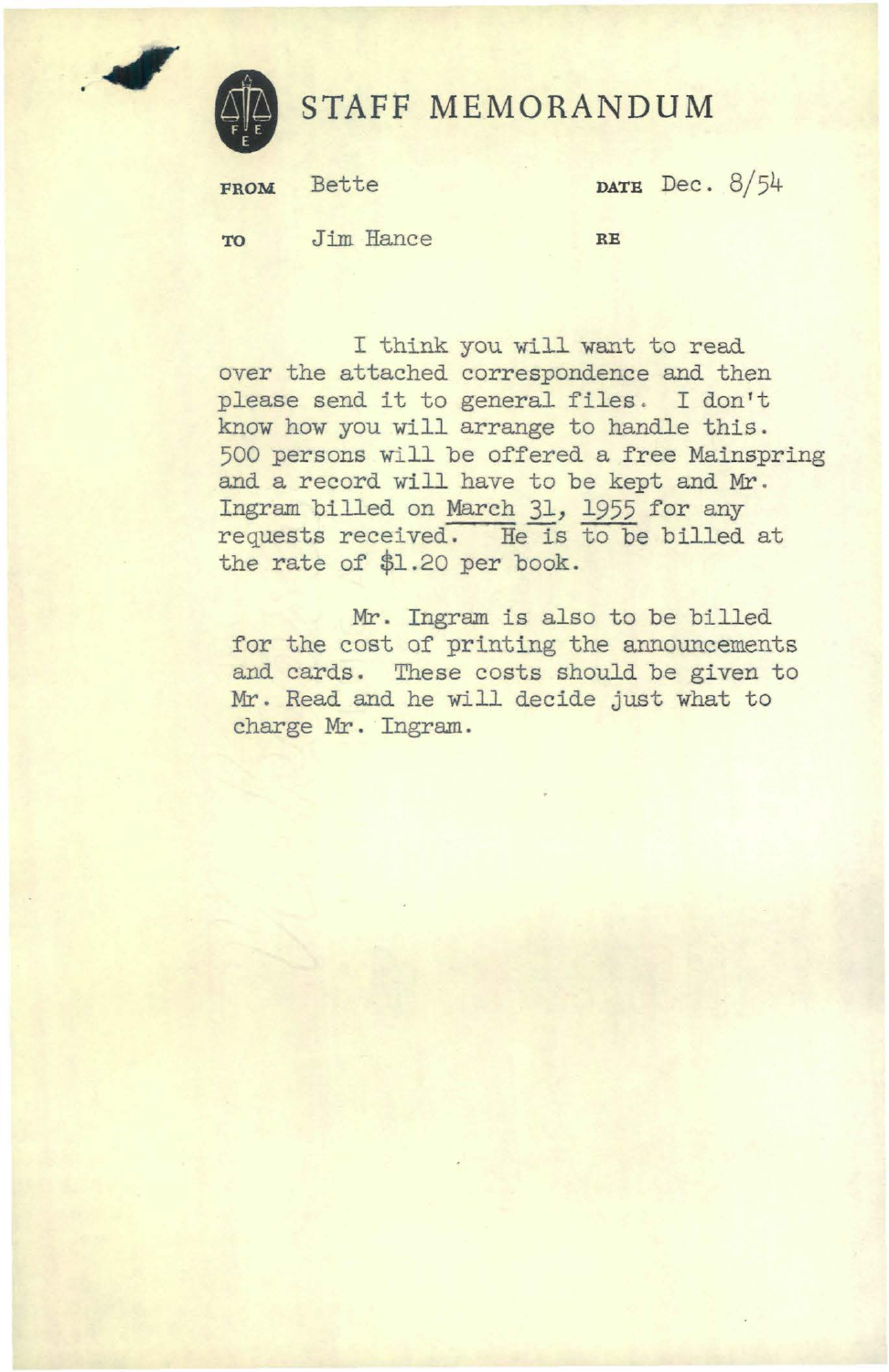# STAFF MEMORANDUM

**FROM** Bette **DATE** Dec. 8/54

**TO** Jim Hance **RE**

I think you will want to read over the attached correspondence and then please send it to general files. I don't know how you will arrange to handle this. 500 persons will be offered a free Mainspring and a record will have to be kept and Mr. Ingram billed on March 31, 1955 for any requests received. He is to be billed at the rate of $1.20 per book.

Mr. Ingram is also to be billed for the cost of printing the announcements and cards. These costs should be given to Mr. Read and he will decide just what to charge Mr. Ingram.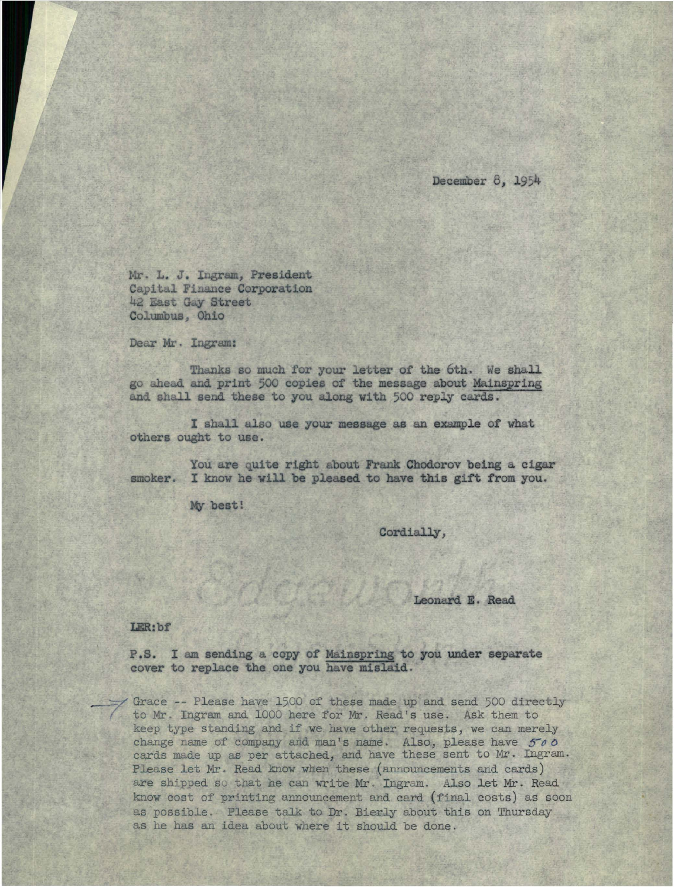December 8, 1954

Mr. L. J. Ingram, President
Capital Finance Corporation
42 East Gay Street
Columbus, Ohio

Dear Mr. Ingram:

Thanks so much for your letter of the 6th. We shall go ahead and print 500 copies of the message about Mainspring and shall send these to you along with 500 reply cards.

I shall also use your message as an example of what others ought to use.

You are quite right about Frank Chodorov being a cigar smoker. I know he will be pleased to have this gift from you.

My best!

Cordially,

Leonard E. Read

LER:bf

P.S. I am sending a copy of Mainspring to you under separate cover to replace the one you have mislaid.

Grace -- Please have 1500 of these made up and send 500 directly to Mr. Ingram and 1000 here for Mr. Read's use. Ask them to keep type standing and if we have other requests, we can merely change name of company and man's name. Also, please have 500 cards made up as per attached, and have these sent to Mr. Ingram. Please let Mr. Read know when these (announcements and cards) are shipped so that he can write Mr. Ingram. Also let Mr. Read know cost of printing announcement and card (final costs) as soon as possible. Please talk to Dr. Bierly about this on Thursday as he has an idea about where it should be done.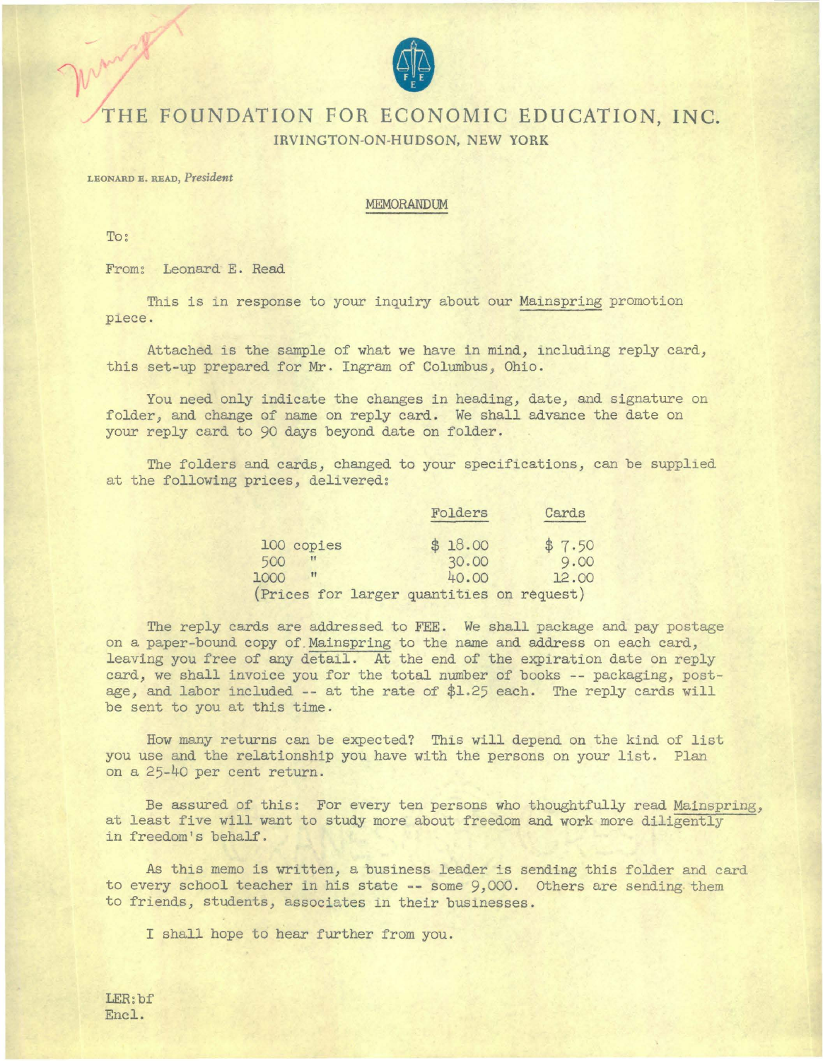# THE FOUNDATION FOR ECONOMIC EDUCATION, INC.

IRVINGTON-ON-HUDSON, NEW YORK

LEONARD E. READ, *President*

MEMORANDUM

To:

From: Leonard E. Read

This is in response to your inquiry about our Mainspring promotion piece.

Attached is the sample of what we have in mind, including reply card, this set-up prepared for Mr. Ingram of Columbus, Ohio.

You need only indicate the changes in heading, date, and signature on folder, and change of name on reply card. We shall advance the date on your reply card to 90 days beyond date on folder.

The folders and cards, changed to your specifications, can be supplied at the following prices, delivered:

| | Folders | Cards |
|---|---|---|
| 100 copies | $ 18.00 | $ 7.50 |
| 500 " | 30.00 | 9.00 |
| 1000 " | 40.00 | 12.00 |

(Prices for larger quantities on request)

The reply cards are addressed to FEE. We shall package and pay postage on a paper-bound copy of Mainspring to the name and address on each card, leaving you free of any detail. At the end of the expiration date on reply card, we shall invoice you for the total number of books -- packaging, postage, and labor included -- at the rate of $1.25 each. The reply cards will be sent to you at this time.

How many returns can be expected? This will depend on the kind of list you use and the relationship you have with the persons on your list. Plan on a 25-40 per cent return.

Be assured of this: For every ten persons who thoughtfully read Mainspring, at least five will want to study more about freedom and work more diligently in freedom's behalf.

As this memo is written, a business leader is sending this folder and card to every school teacher in his state -- some 9,000. Others are sending them to friends, students, associates in their businesses.

I shall hope to hear further from you.

LER:bf
Encl.